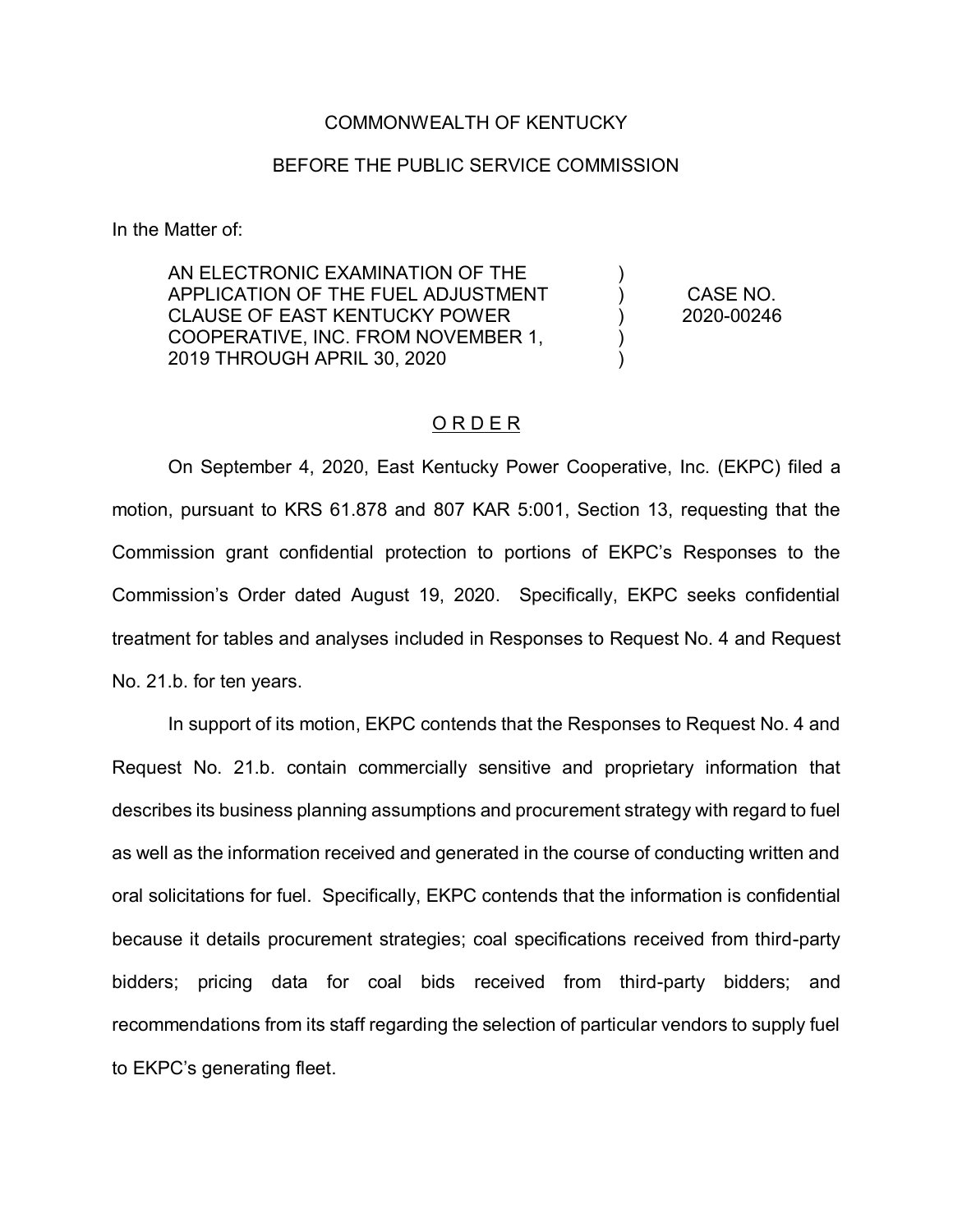COMMONWEALTH OF KENTUCKY

BEFORE THE PUBLIC SERVICE COMMISSION

In the Matter of:

| | | |
|---|---|---|
| AN ELECTRONIC EXAMINATION OF THE APPLICATION OF THE FUEL ADJUSTMENT CLAUSE OF EAST KENTUCKY POWER COOPERATIVE, INC. FROM NOVEMBER 1, 2019 THROUGH APRIL 30, 2020 | ) ) ) ) ) | CASE NO. 2020-00246 |

## O R D E R

On September 4, 2020, East Kentucky Power Cooperative, Inc. (EKPC) filed a motion, pursuant to KRS 61.878 and 807 KAR 5:001, Section 13, requesting that the Commission grant confidential protection to portions of EKPC's Responses to the Commission's Order dated August 19, 2020. Specifically, EKPC seeks confidential treatment for tables and analyses included in Responses to Request No. 4 and Request No. 21.b. for ten years.

In support of its motion, EKPC contends that the Responses to Request No. 4 and Request No. 21.b. contain commercially sensitive and proprietary information that describes its business planning assumptions and procurement strategy with regard to fuel as well as the information received and generated in the course of conducting written and oral solicitations for fuel. Specifically, EKPC contends that the information is confidential because it details procurement strategies; coal specifications received from third-party bidders; pricing data for coal bids received from third-party bidders; and recommendations from its staff regarding the selection of particular vendors to supply fuel to EKPC's generating fleet.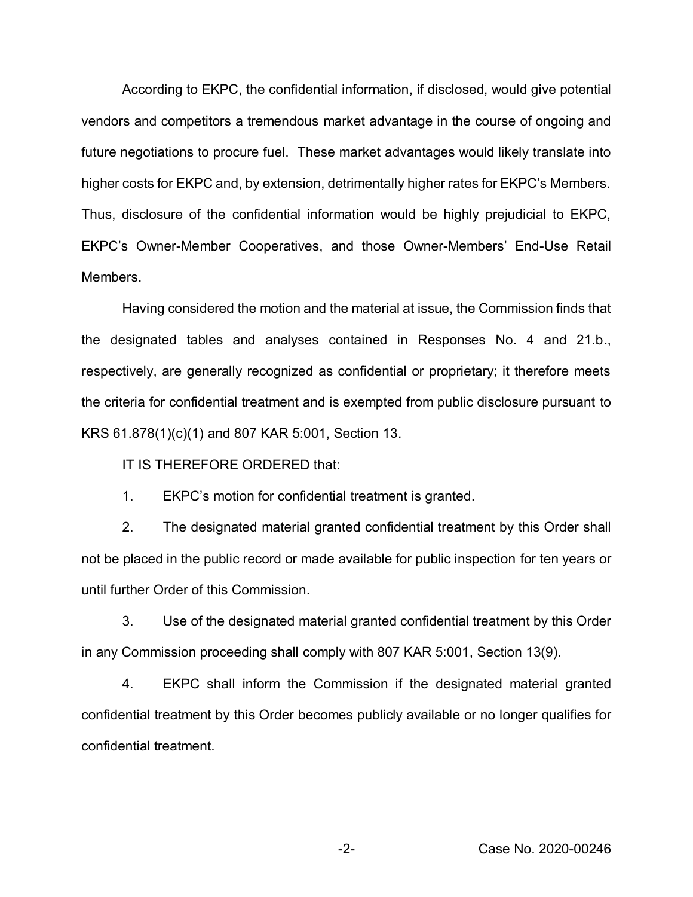According to EKPC, the confidential information, if disclosed, would give potential vendors and competitors a tremendous market advantage in the course of ongoing and future negotiations to procure fuel. These market advantages would likely translate into higher costs for EKPC and, by extension, detrimentally higher rates for EKPC's Members. Thus, disclosure of the confidential information would be highly prejudicial to EKPC, EKPC's Owner-Member Cooperatives, and those Owner-Members' End-Use Retail Members.

Having considered the motion and the material at issue, the Commission finds that the designated tables and analyses contained in Responses No. 4 and 21.b., respectively, are generally recognized as confidential or proprietary; it therefore meets the criteria for confidential treatment and is exempted from public disclosure pursuant to KRS 61.878(1)(c)(1) and 807 KAR 5:001, Section 13.

IT IS THEREFORE ORDERED that:

1. EKPC's motion for confidential treatment is granted.

2. The designated material granted confidential treatment by this Order shall not be placed in the public record or made available for public inspection for ten years or until further Order of this Commission.

3. Use of the designated material granted confidential treatment by this Order in any Commission proceeding shall comply with 807 KAR 5:001, Section 13(9).

4. EKPC shall inform the Commission if the designated material granted confidential treatment by this Order becomes publicly available or no longer qualifies for confidential treatment.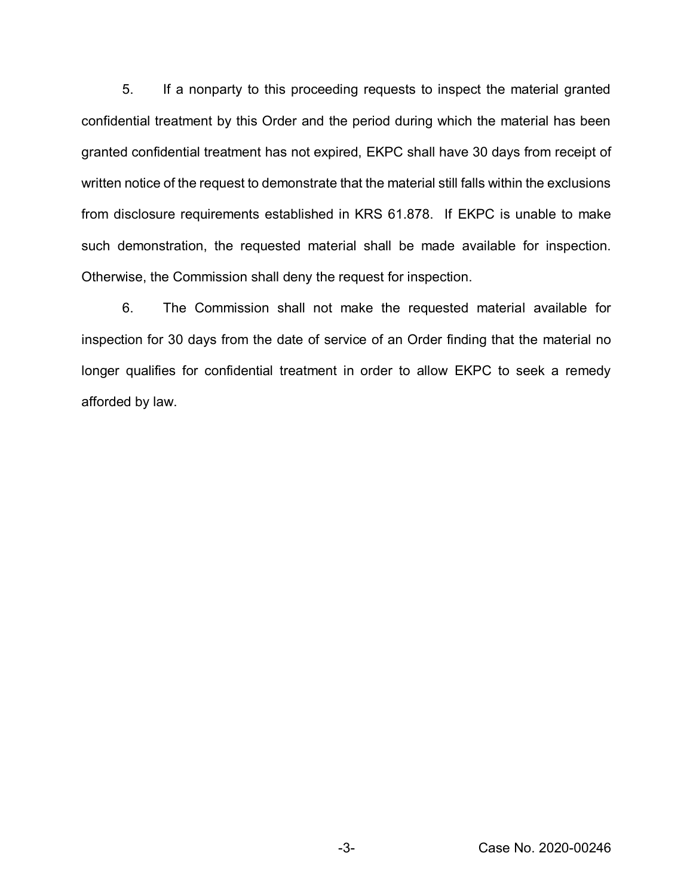5. If a nonparty to this proceeding requests to inspect the material granted confidential treatment by this Order and the period during which the material has been granted confidential treatment has not expired, EKPC shall have 30 days from receipt of written notice of the request to demonstrate that the material still falls within the exclusions from disclosure requirements established in KRS 61.878. If EKPC is unable to make such demonstration, the requested material shall be made available for inspection. Otherwise, the Commission shall deny the request for inspection.

6. The Commission shall not make the requested material available for inspection for 30 days from the date of service of an Order finding that the material no longer qualifies for confidential treatment in order to allow EKPC to seek a remedy afforded by law.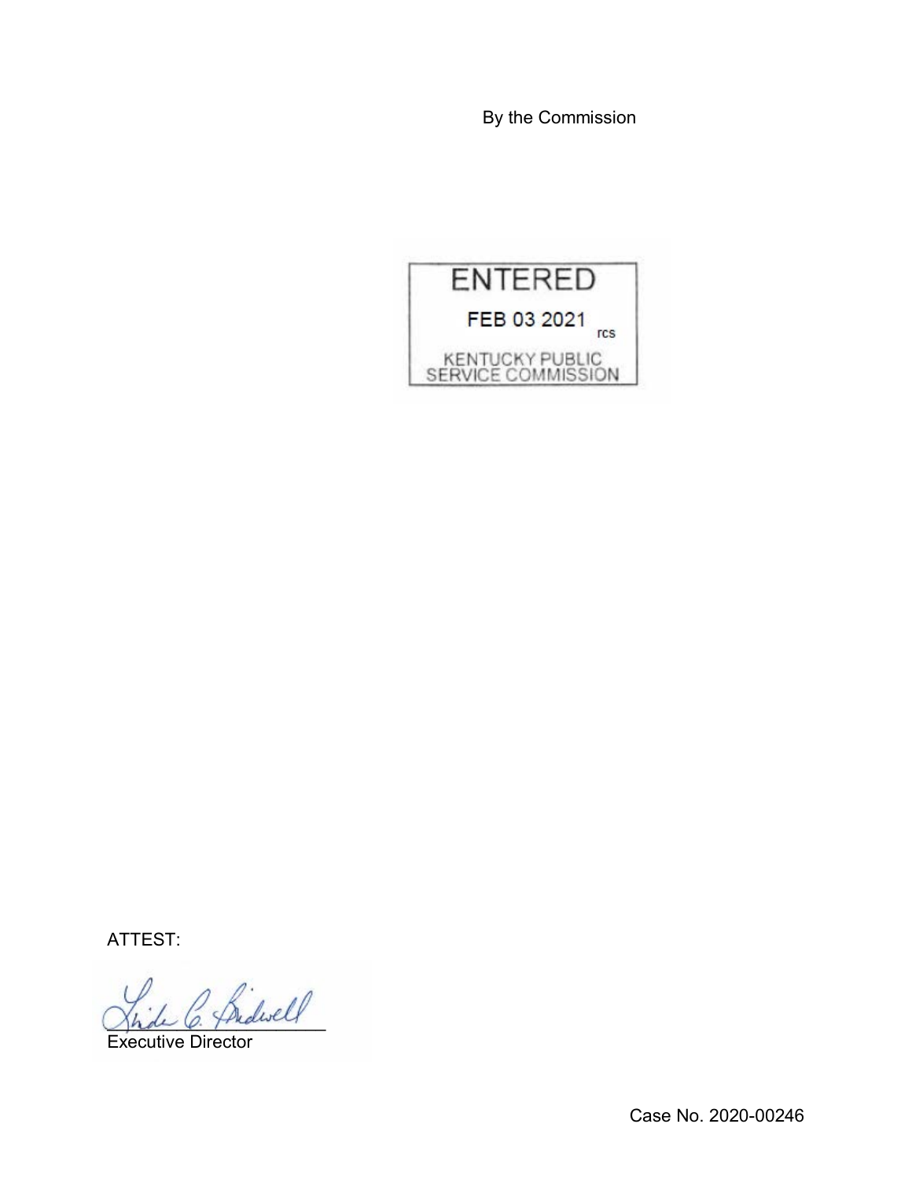By the Commission

ENTERED

FEB 03 2021

rcs

KENTUCKY PUBLIC SERVICE COMMISSION

ATTEST:

Executive Director

Case No. 2020-00246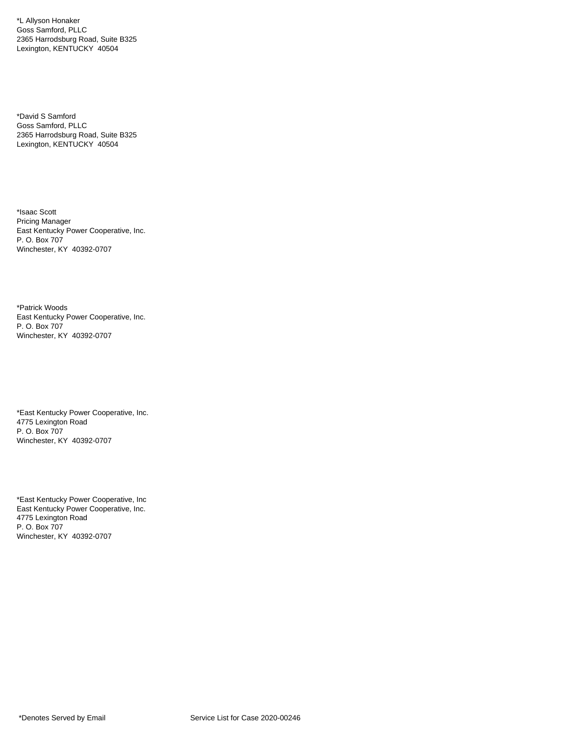*L Allyson Honaker
Goss Samford, PLLC
2365 Harrodsburg Road, Suite B325
Lexington, KENTUCKY  40504

*David S Samford
Goss Samford, PLLC
2365 Harrodsburg Road, Suite B325
Lexington, KENTUCKY  40504

*Isaac Scott
Pricing Manager
East Kentucky Power Cooperative, Inc.
P. O. Box 707
Winchester, KY  40392-0707

*Patrick Woods
East Kentucky Power Cooperative, Inc.
P. O. Box 707
Winchester, KY  40392-0707

*East Kentucky Power Cooperative, Inc.
4775 Lexington Road
P. O. Box 707
Winchester, KY  40392-0707

*East Kentucky Power Cooperative, Inc
East Kentucky Power Cooperative, Inc.
4775 Lexington Road
P. O. Box 707
Winchester, KY  40392-0707

*Denotes Served by Email                    Service List for Case 2020-00246